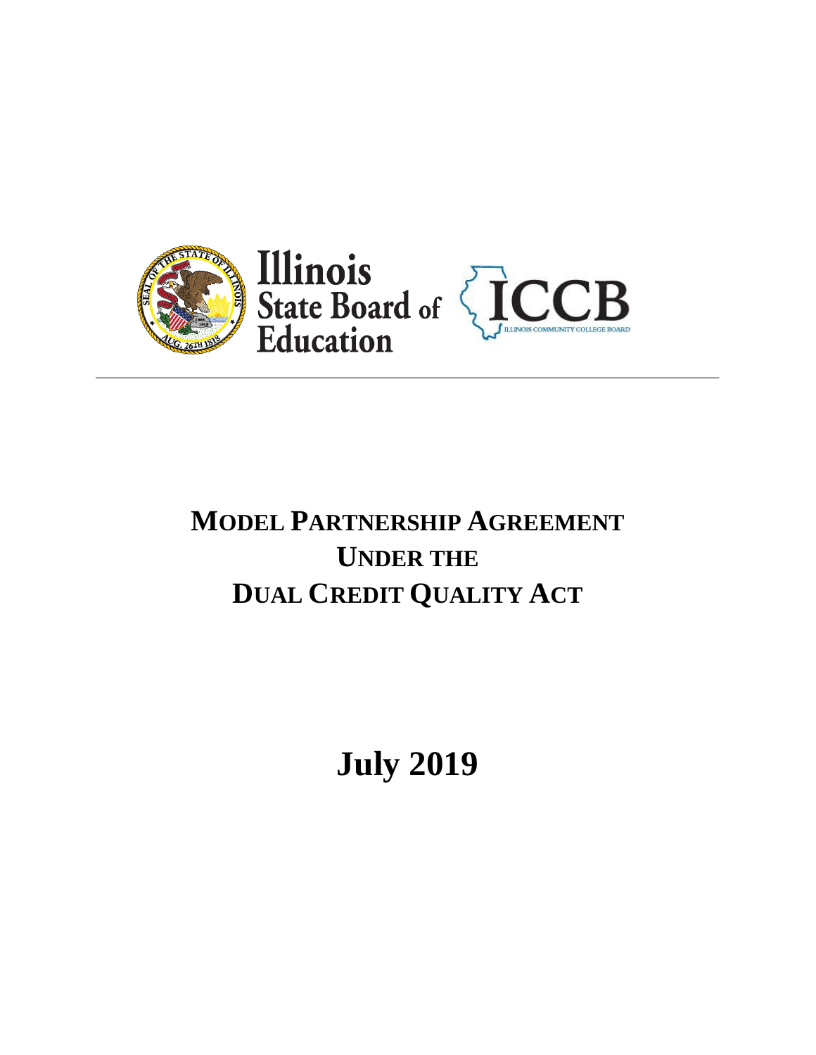Illinois State Board of Education

ICCB ILLINOIS COMMUNITY COLLEGE BOARD

# MODEL PARTNERSHIP AGREEMENT UNDER THE DUAL CREDIT QUALITY ACT

**July 2019**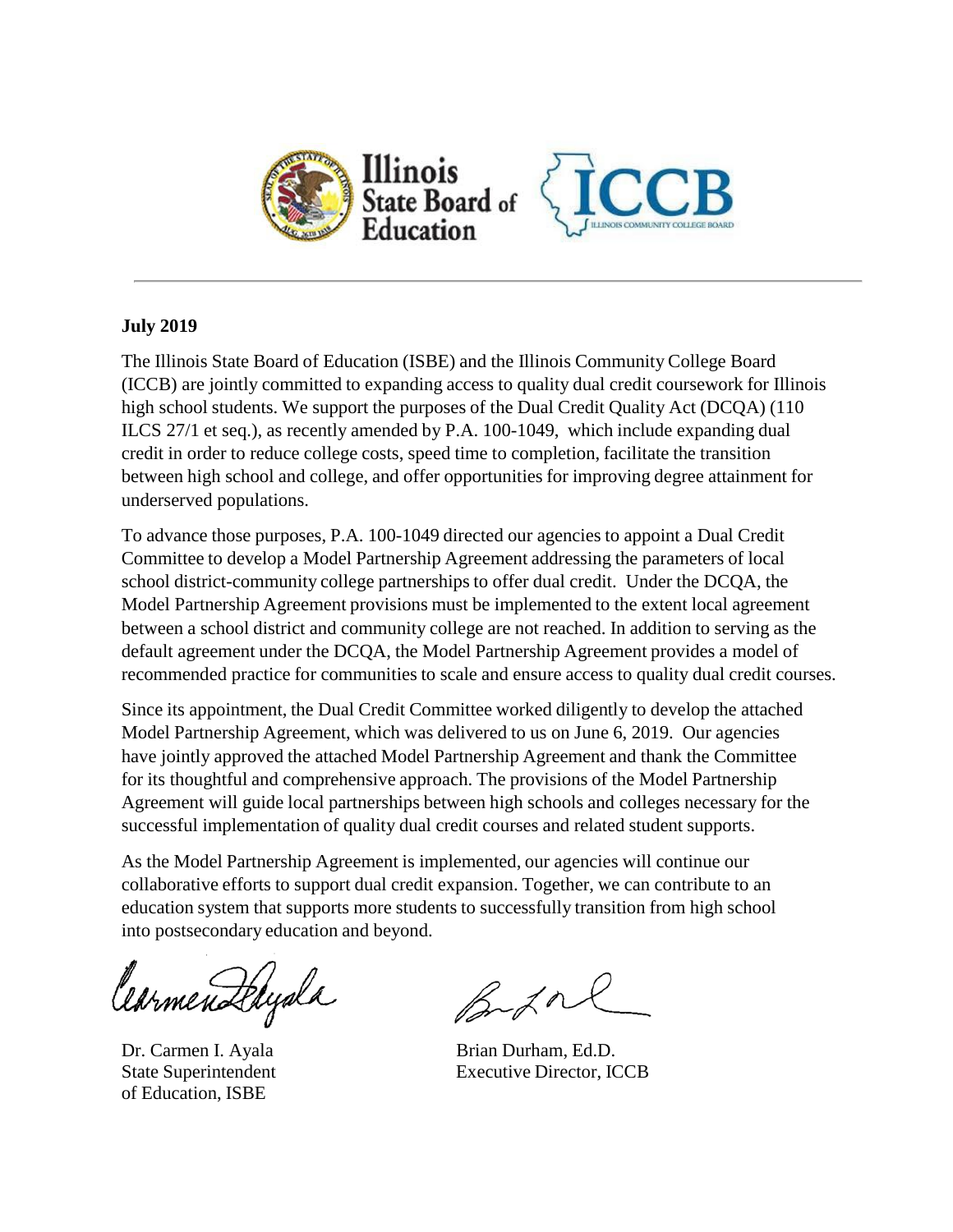**July 2019**

The Illinois State Board of Education (ISBE) and the Illinois Community College Board (ICCB) are jointly committed to expanding access to quality dual credit coursework for Illinois high school students. We support the purposes of the Dual Credit Quality Act (DCQA) (110 ILCS 27/1 et seq.), as recently amended by P.A. 100-1049, which include expanding dual credit in order to reduce college costs, speed time to completion, facilitate the transition between high school and college, and offer opportunities for improving degree attainment for underserved populations.

To advance those purposes, P.A. 100-1049 directed our agencies to appoint a Dual Credit Committee to develop a Model Partnership Agreement addressing the parameters of local school district-community college partnerships to offer dual credit. Under the DCQA, the Model Partnership Agreement provisions must be implemented to the extent local agreement between a school district and community college are not reached. In addition to serving as the default agreement under the DCQA, the Model Partnership Agreement provides a model of recommended practice for communities to scale and ensure access to quality dual credit courses.

Since its appointment, the Dual Credit Committee worked diligently to develop the attached Model Partnership Agreement, which was delivered to us on June 6, 2019. Our agencies have jointly approved the attached Model Partnership Agreement and thank the Committee for its thoughtful and comprehensive approach. The provisions of the Model Partnership Agreement will guide local partnerships between high schools and colleges necessary for the successful implementation of quality dual credit courses and related student supports.

As the Model Partnership Agreement is implemented, our agencies will continue our collaborative efforts to support dual credit expansion. Together, we can contribute to an education system that supports more students to successfully transition from high school into postsecondary education and beyond.

Dr. Carmen I. Ayala
State Superintendent
of Education, ISBE

Brian Durham, Ed.D.
Executive Director, ICCB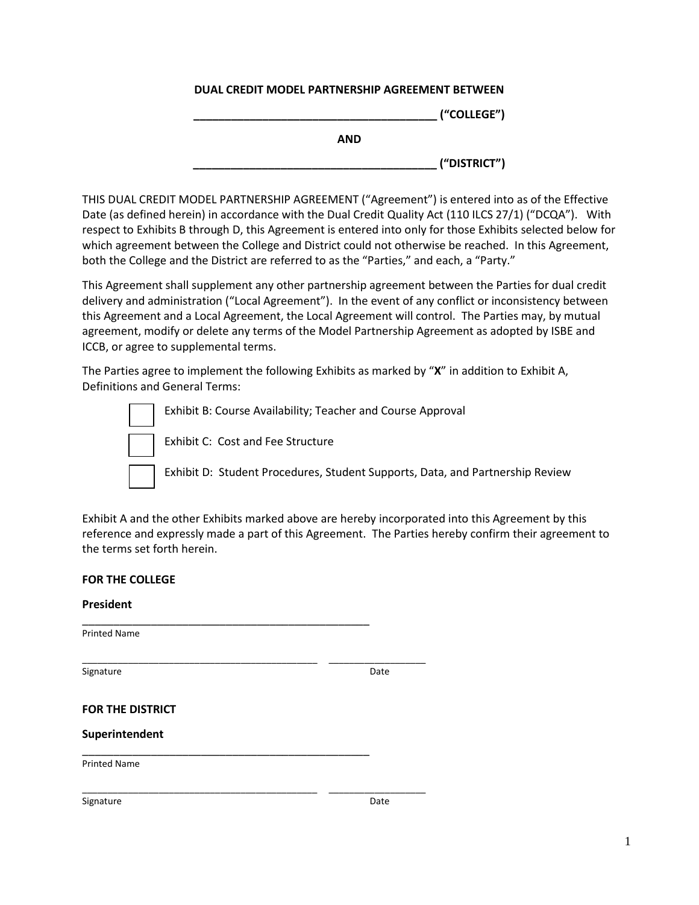**DUAL CREDIT MODEL PARTNERSHIP AGREEMENT BETWEEN**

**______________________________________ ("COLLEGE")**

**AND**

**______________________________________ ("DISTRICT")**

THIS DUAL CREDIT MODEL PARTNERSHIP AGREEMENT ("Agreement") is entered into as of the Effective Date (as defined herein) in accordance with the Dual Credit Quality Act (110 ILCS 27/1) ("DCQA"). With respect to Exhibits B through D, this Agreement is entered into only for those Exhibits selected below for which agreement between the College and District could not otherwise be reached. In this Agreement, both the College and the District are referred to as the "Parties," and each, a "Party."

This Agreement shall supplement any other partnership agreement between the Parties for dual credit delivery and administration ("Local Agreement"). In the event of any conflict or inconsistency between this Agreement and a Local Agreement, the Local Agreement will control. The Parties may, by mutual agreement, modify or delete any terms of the Model Partnership Agreement as adopted by ISBE and ICCB, or agree to supplemental terms.

The Parties agree to implement the following Exhibits as marked by "**X**" in addition to Exhibit A, Definitions and General Terms:

- ☐ Exhibit B: Course Availability; Teacher and Course Approval
- ☐ Exhibit C: Cost and Fee Structure
- ☐ Exhibit D: Student Procedures, Student Supports, Data, and Partnership Review

Exhibit A and the other Exhibits marked above are hereby incorporated into this Agreement by this reference and expressly made a part of this Agreement. The Parties hereby confirm their agreement to the terms set forth herein.

**FOR THE COLLEGE**

**President**

______________________________________
Printed Name

______________________________________ ________________
Signature Date

**FOR THE DISTRICT**

**Superintendent**

______________________________________
Printed Name

______________________________________ ________________
Signature Date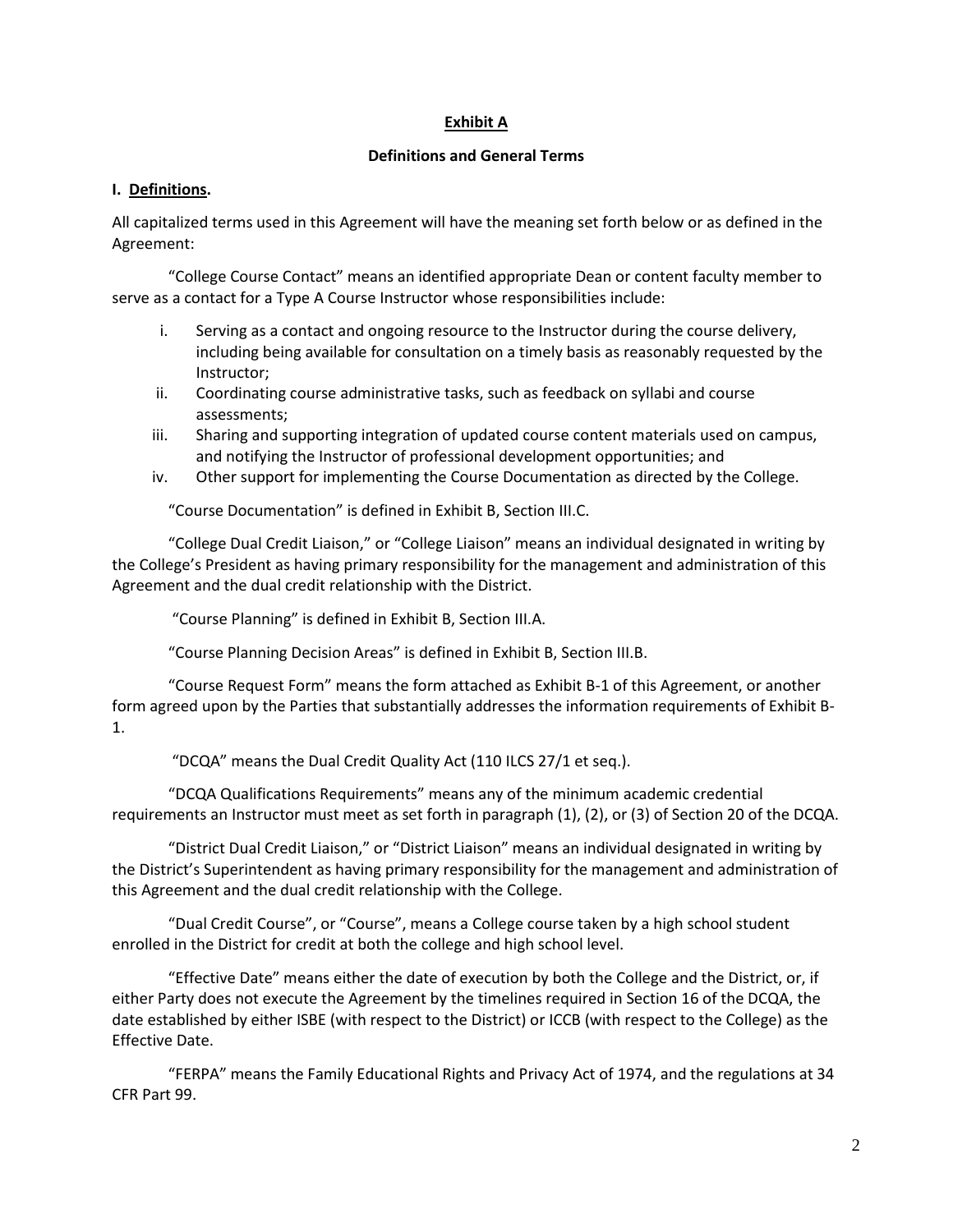## Exhibit A

### Definitions and General Terms

**I. Definitions.**

All capitalized terms used in this Agreement will have the meaning set forth below or as defined in the Agreement:

"College Course Contact" means an identified appropriate Dean or content faculty member to serve as a contact for a Type A Course Instructor whose responsibilities include:

i. Serving as a contact and ongoing resource to the Instructor during the course delivery, including being available for consultation on a timely basis as reasonably requested by the Instructor;
ii. Coordinating course administrative tasks, such as feedback on syllabi and course assessments;
iii. Sharing and supporting integration of updated course content materials used on campus, and notifying the Instructor of professional development opportunities; and
iv. Other support for implementing the Course Documentation as directed by the College.

"Course Documentation" is defined in Exhibit B, Section III.C.

"College Dual Credit Liaison," or "College Liaison" means an individual designated in writing by the College's President as having primary responsibility for the management and administration of this Agreement and the dual credit relationship with the District.

"Course Planning" is defined in Exhibit B, Section III.A.

"Course Planning Decision Areas" is defined in Exhibit B, Section III.B.

"Course Request Form" means the form attached as Exhibit B-1 of this Agreement, or another form agreed upon by the Parties that substantially addresses the information requirements of Exhibit B-1.

"DCQA" means the Dual Credit Quality Act (110 ILCS 27/1 et seq.).

"DCQA Qualifications Requirements" means any of the minimum academic credential requirements an Instructor must meet as set forth in paragraph (1), (2), or (3) of Section 20 of the DCQA.

"District Dual Credit Liaison," or "District Liaison" means an individual designated in writing by the District's Superintendent as having primary responsibility for the management and administration of this Agreement and the dual credit relationship with the College.

"Dual Credit Course", or "Course", means a College course taken by a high school student enrolled in the District for credit at both the college and high school level.

"Effective Date" means either the date of execution by both the College and the District, or, if either Party does not execute the Agreement by the timelines required in Section 16 of the DCQA, the date established by either ISBE (with respect to the District) or ICCB (with respect to the College) as the Effective Date.

"FERPA" means the Family Educational Rights and Privacy Act of 1974, and the regulations at 34 CFR Part 99.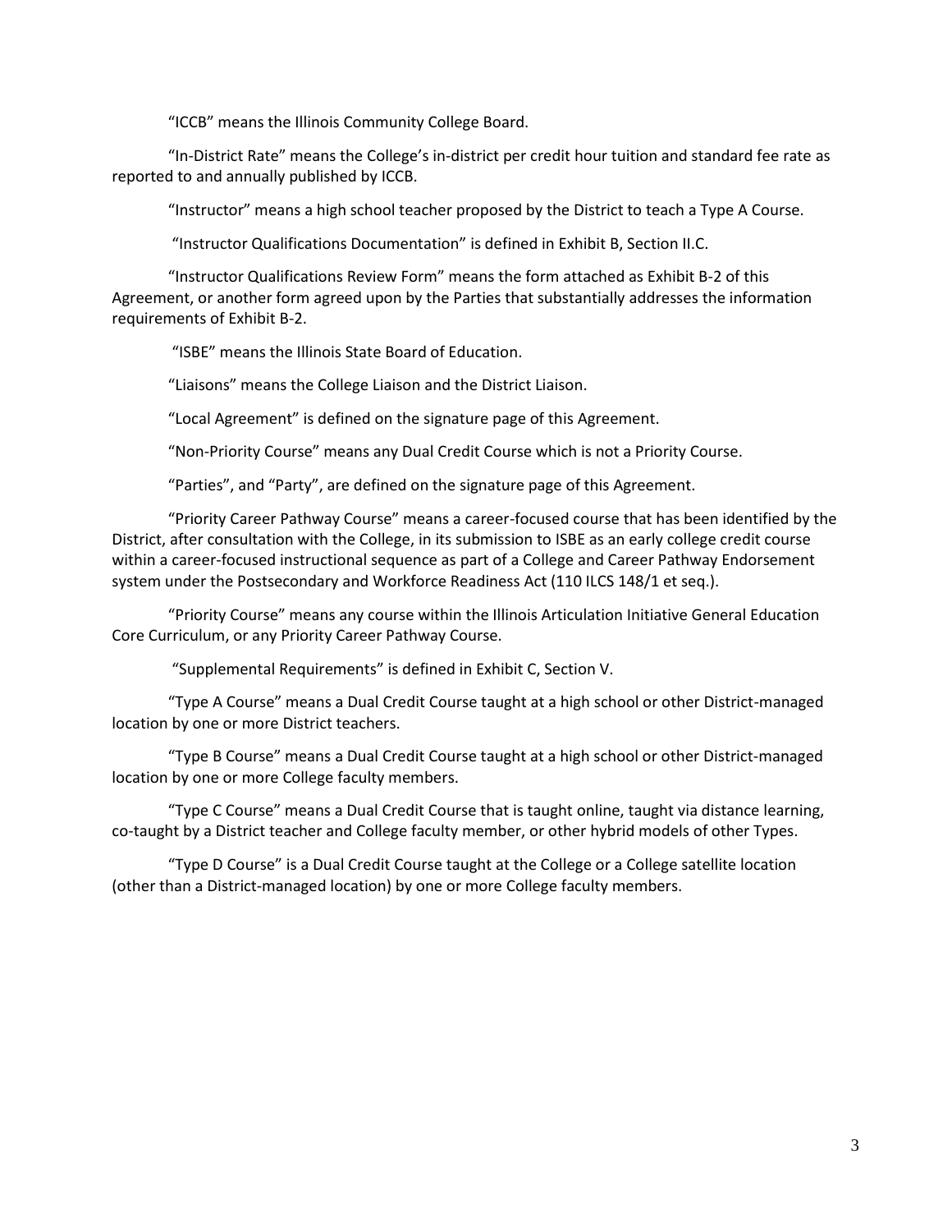"ICCB" means the Illinois Community College Board.

"In-District Rate" means the College's in-district per credit hour tuition and standard fee rate as reported to and annually published by ICCB.

"Instructor" means a high school teacher proposed by the District to teach a Type A Course.

"Instructor Qualifications Documentation" is defined in Exhibit B, Section II.C.

"Instructor Qualifications Review Form" means the form attached as Exhibit B-2 of this Agreement, or another form agreed upon by the Parties that substantially addresses the information requirements of Exhibit B-2.

"ISBE" means the Illinois State Board of Education.

"Liaisons" means the College Liaison and the District Liaison.

"Local Agreement" is defined on the signature page of this Agreement.

"Non-Priority Course" means any Dual Credit Course which is not a Priority Course.

"Parties", and "Party", are defined on the signature page of this Agreement.

"Priority Career Pathway Course" means a career-focused course that has been identified by the District, after consultation with the College, in its submission to ISBE as an early college credit course within a career-focused instructional sequence as part of a College and Career Pathway Endorsement system under the Postsecondary and Workforce Readiness Act (110 ILCS 148/1 et seq.).

"Priority Course" means any course within the Illinois Articulation Initiative General Education Core Curriculum, or any Priority Career Pathway Course.

"Supplemental Requirements" is defined in Exhibit C, Section V.

"Type A Course" means a Dual Credit Course taught at a high school or other District-managed location by one or more District teachers.

"Type B Course" means a Dual Credit Course taught at a high school or other District-managed location by one or more College faculty members.

"Type C Course" means a Dual Credit Course that is taught online, taught via distance learning, co-taught by a District teacher and College faculty member, or other hybrid models of other Types.

"Type D Course" is a Dual Credit Course taught at the College or a College satellite location (other than a District-managed location) by one or more College faculty members.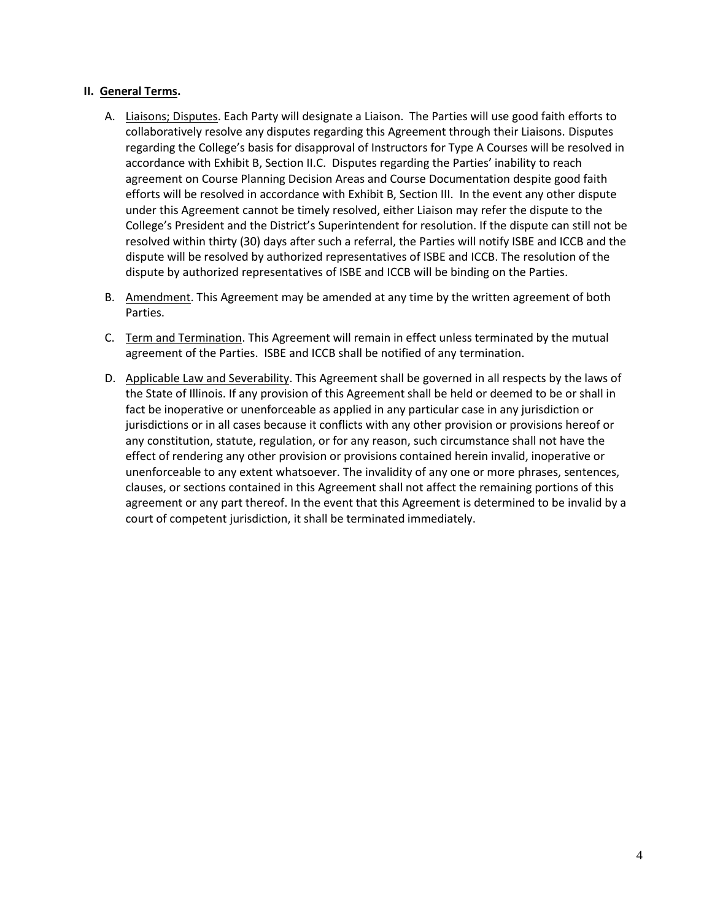## II. **General Terms.**

A. Liaisons; Disputes. Each Party will designate a Liaison. The Parties will use good faith efforts to collaboratively resolve any disputes regarding this Agreement through their Liaisons. Disputes regarding the College's basis for disapproval of Instructors for Type A Courses will be resolved in accordance with Exhibit B, Section II.C. Disputes regarding the Parties' inability to reach agreement on Course Planning Decision Areas and Course Documentation despite good faith efforts will be resolved in accordance with Exhibit B, Section III. In the event any other dispute under this Agreement cannot be timely resolved, either Liaison may refer the dispute to the College's President and the District's Superintendent for resolution. If the dispute can still not be resolved within thirty (30) days after such a referral, the Parties will notify ISBE and ICCB and the dispute will be resolved by authorized representatives of ISBE and ICCB. The resolution of the dispute by authorized representatives of ISBE and ICCB will be binding on the Parties.

B. Amendment. This Agreement may be amended at any time by the written agreement of both Parties.

C. Term and Termination. This Agreement will remain in effect unless terminated by the mutual agreement of the Parties. ISBE and ICCB shall be notified of any termination.

D. Applicable Law and Severability. This Agreement shall be governed in all respects by the laws of the State of Illinois. If any provision of this Agreement shall be held or deemed to be or shall in fact be inoperative or unenforceable as applied in any particular case in any jurisdiction or jurisdictions or in all cases because it conflicts with any other provision or provisions hereof or any constitution, statute, regulation, or for any reason, such circumstance shall not have the effect of rendering any other provision or provisions contained herein invalid, inoperative or unenforceable to any extent whatsoever. The invalidity of any one or more phrases, sentences, clauses, or sections contained in this Agreement shall not affect the remaining portions of this agreement or any part thereof. In the event that this Agreement is determined to be invalid by a court of competent jurisdiction, it shall be terminated immediately.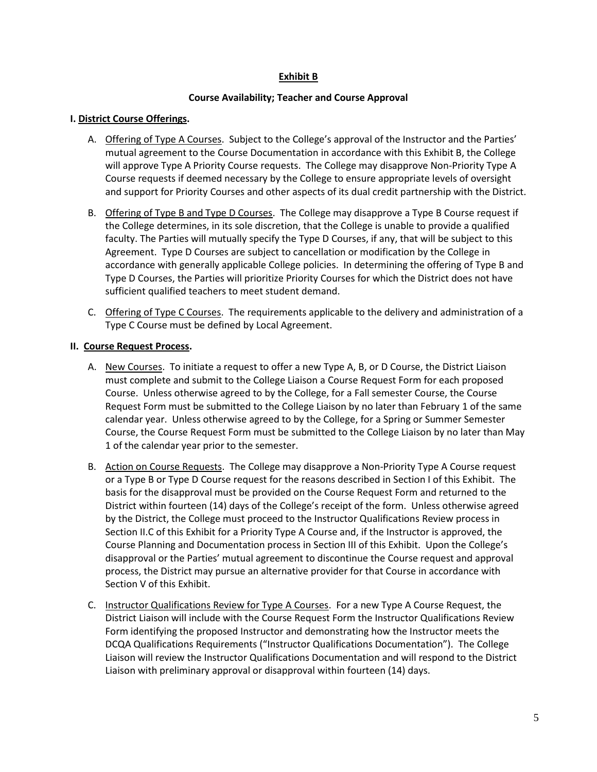## Exhibit B

### Course Availability; Teacher and Course Approval

**I. District Course Offerings.**

A. Offering of Type A Courses. Subject to the College's approval of the Instructor and the Parties' mutual agreement to the Course Documentation in accordance with this Exhibit B, the College will approve Type A Priority Course requests. The College may disapprove Non-Priority Type A Course requests if deemed necessary by the College to ensure appropriate levels of oversight and support for Priority Courses and other aspects of its dual credit partnership with the District.

B. Offering of Type B and Type D Courses. The College may disapprove a Type B Course request if the College determines, in its sole discretion, that the College is unable to provide a qualified faculty. The Parties will mutually specify the Type D Courses, if any, that will be subject to this Agreement. Type D Courses are subject to cancellation or modification by the College in accordance with generally applicable College policies. In determining the offering of Type B and Type D Courses, the Parties will prioritize Priority Courses for which the District does not have sufficient qualified teachers to meet student demand.

C. Offering of Type C Courses. The requirements applicable to the delivery and administration of a Type C Course must be defined by Local Agreement.

**II. Course Request Process.**

A. New Courses. To initiate a request to offer a new Type A, B, or D Course, the District Liaison must complete and submit to the College Liaison a Course Request Form for each proposed Course. Unless otherwise agreed to by the College, for a Fall semester Course, the Course Request Form must be submitted to the College Liaison by no later than February 1 of the same calendar year. Unless otherwise agreed to by the College, for a Spring or Summer Semester Course, the Course Request Form must be submitted to the College Liaison by no later than May 1 of the calendar year prior to the semester.

B. Action on Course Requests. The College may disapprove a Non-Priority Type A Course request or a Type B or Type D Course request for the reasons described in Section I of this Exhibit. The basis for the disapproval must be provided on the Course Request Form and returned to the District within fourteen (14) days of the College's receipt of the form. Unless otherwise agreed by the District, the College must proceed to the Instructor Qualifications Review process in Section II.C of this Exhibit for a Priority Type A Course and, if the Instructor is approved, the Course Planning and Documentation process in Section III of this Exhibit. Upon the College's disapproval or the Parties' mutual agreement to discontinue the Course request and approval process, the District may pursue an alternative provider for that Course in accordance with Section V of this Exhibit.

C. Instructor Qualifications Review for Type A Courses. For a new Type A Course Request, the District Liaison will include with the Course Request Form the Instructor Qualifications Review Form identifying the proposed Instructor and demonstrating how the Instructor meets the DCQA Qualifications Requirements ("Instructor Qualifications Documentation"). The College Liaison will review the Instructor Qualifications Documentation and will respond to the District Liaison with preliminary approval or disapproval within fourteen (14) days.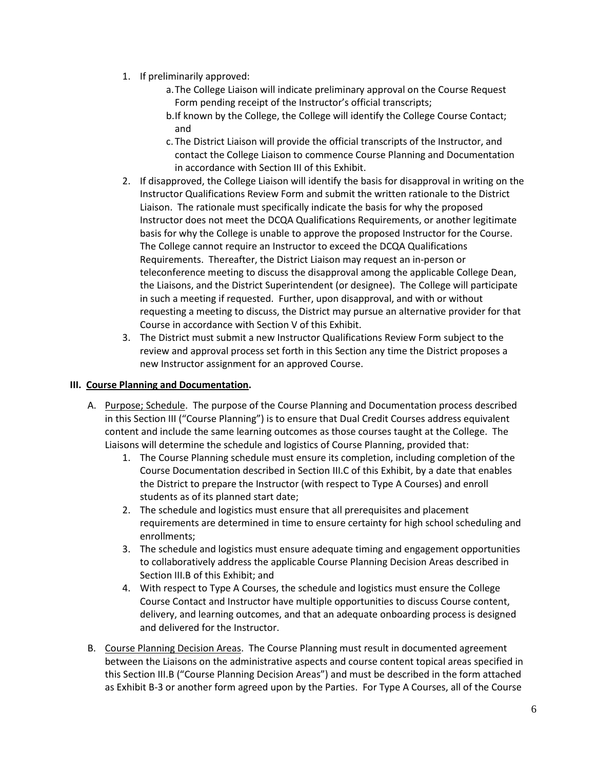1. If preliminarily approved:
    a. The College Liaison will indicate preliminary approval on the Course Request Form pending receipt of the Instructor's official transcripts;
    b. If known by the College, the College will identify the College Course Contact; and
    c. The District Liaison will provide the official transcripts of the Instructor, and contact the College Liaison to commence Course Planning and Documentation in accordance with Section III of this Exhibit.
2. If disapproved, the College Liaison will identify the basis for disapproval in writing on the Instructor Qualifications Review Form and submit the written rationale to the District Liaison. The rationale must specifically indicate the basis for why the proposed Instructor does not meet the DCQA Qualifications Requirements, or another legitimate basis for why the College is unable to approve the proposed Instructor for the Course. The College cannot require an Instructor to exceed the DCQA Qualifications Requirements. Thereafter, the District Liaison may request an in-person or teleconference meeting to discuss the disapproval among the applicable College Dean, the Liaisons, and the District Superintendent (or designee). The College will participate in such a meeting if requested. Further, upon disapproval, and with or without requesting a meeting to discuss, the District may pursue an alternative provider for that Course in accordance with Section V of this Exhibit.
3. The District must submit a new Instructor Qualifications Review Form subject to the review and approval process set forth in this Section any time the District proposes a new Instructor assignment for an approved Course.

**III. Course Planning and Documentation.**

A. Purpose; Schedule. The purpose of the Course Planning and Documentation process described in this Section III ("Course Planning") is to ensure that Dual Credit Courses address equivalent content and include the same learning outcomes as those courses taught at the College. The Liaisons will determine the schedule and logistics of Course Planning, provided that:

1. The Course Planning schedule must ensure its completion, including completion of the Course Documentation described in Section III.C of this Exhibit, by a date that enables the District to prepare the Instructor (with respect to Type A Courses) and enroll students as of its planned start date;
2. The schedule and logistics must ensure that all prerequisites and placement requirements are determined in time to ensure certainty for high school scheduling and enrollments;
3. The schedule and logistics must ensure adequate timing and engagement opportunities to collaboratively address the applicable Course Planning Decision Areas described in Section III.B of this Exhibit; and
4. With respect to Type A Courses, the schedule and logistics must ensure the College Course Contact and Instructor have multiple opportunities to discuss Course content, delivery, and learning outcomes, and that an adequate onboarding process is designed and delivered for the Instructor.

B. Course Planning Decision Areas. The Course Planning must result in documented agreement between the Liaisons on the administrative aspects and course content topical areas specified in this Section III.B ("Course Planning Decision Areas") and must be described in the form attached as Exhibit B-3 or another form agreed upon by the Parties. For Type A Courses, all of the Course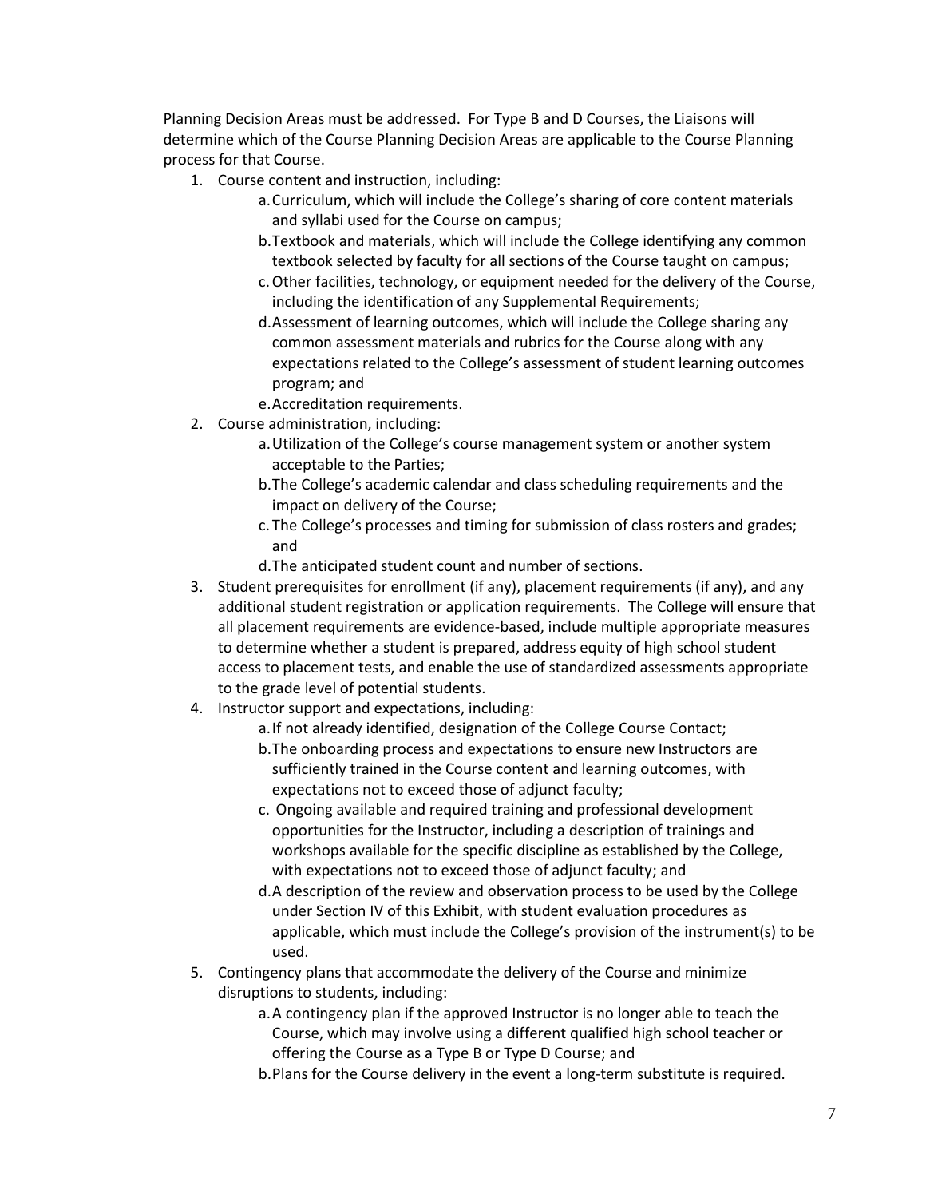Planning Decision Areas must be addressed. For Type B and D Courses, the Liaisons will determine which of the Course Planning Decision Areas are applicable to the Course Planning process for that Course.

1. Course content and instruction, including:
   a. Curriculum, which will include the College's sharing of core content materials and syllabi used for the Course on campus;
   b. Textbook and materials, which will include the College identifying any common textbook selected by faculty for all sections of the Course taught on campus;
   c. Other facilities, technology, or equipment needed for the delivery of the Course, including the identification of any Supplemental Requirements;
   d. Assessment of learning outcomes, which will include the College sharing any common assessment materials and rubrics for the Course along with any expectations related to the College's assessment of student learning outcomes program; and
   e. Accreditation requirements.
2. Course administration, including:
   a. Utilization of the College's course management system or another system acceptable to the Parties;
   b. The College's academic calendar and class scheduling requirements and the impact on delivery of the Course;
   c. The College's processes and timing for submission of class rosters and grades; and
   d. The anticipated student count and number of sections.
3. Student prerequisites for enrollment (if any), placement requirements (if any), and any additional student registration or application requirements. The College will ensure that all placement requirements are evidence-based, include multiple appropriate measures to determine whether a student is prepared, address equity of high school student access to placement tests, and enable the use of standardized assessments appropriate to the grade level of potential students.
4. Instructor support and expectations, including:
   a. If not already identified, designation of the College Course Contact;
   b. The onboarding process and expectations to ensure new Instructors are sufficiently trained in the Course content and learning outcomes, with expectations not to exceed those of adjunct faculty;
   c. Ongoing available and required training and professional development opportunities for the Instructor, including a description of trainings and workshops available for the specific discipline as established by the College, with expectations not to exceed those of adjunct faculty; and
   d. A description of the review and observation process to be used by the College under Section IV of this Exhibit, with student evaluation procedures as applicable, which must include the College's provision of the instrument(s) to be used.
5. Contingency plans that accommodate the delivery of the Course and minimize disruptions to students, including:
   a. A contingency plan if the approved Instructor is no longer able to teach the Course, which may involve using a different qualified high school teacher or offering the Course as a Type B or Type D Course; and
   b. Plans for the Course delivery in the event a long-term substitute is required.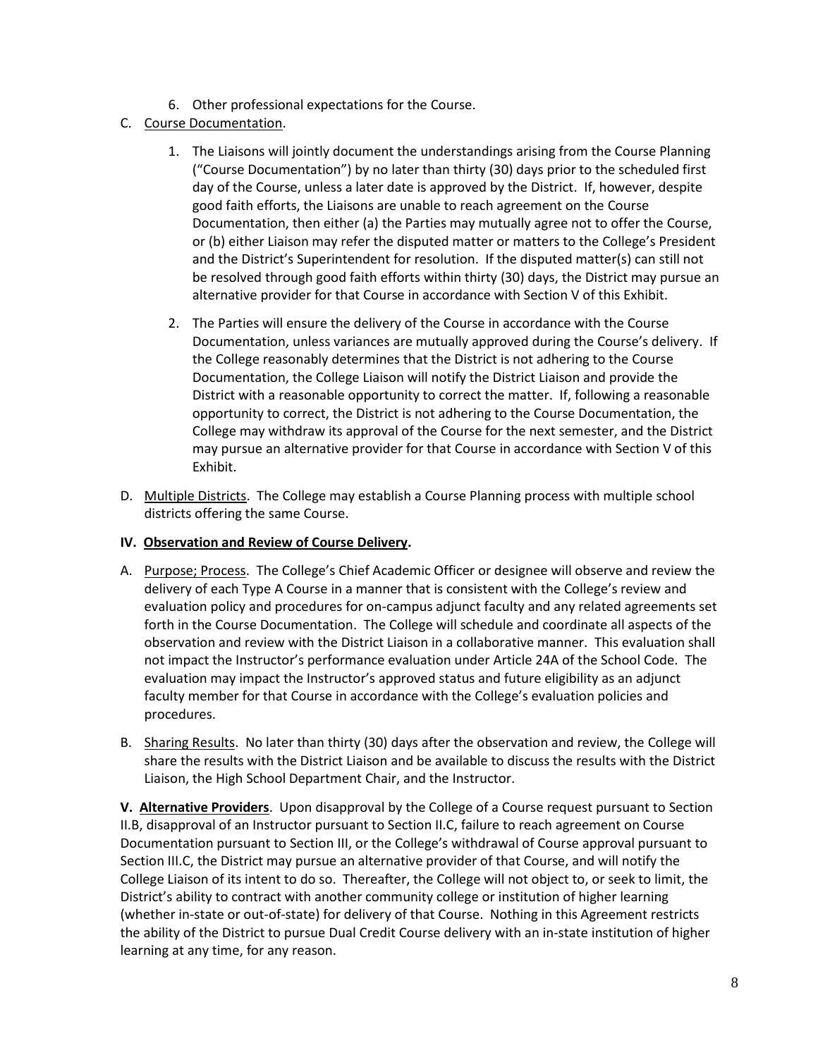6. Other professional expectations for the Course.

C. Course Documentation.

   1. The Liaisons will jointly document the understandings arising from the Course Planning ("Course Documentation") by no later than thirty (30) days prior to the scheduled first day of the Course, unless a later date is approved by the District. If, however, despite good faith efforts, the Liaisons are unable to reach agreement on the Course Documentation, then either (a) the Parties may mutually agree not to offer the Course, or (b) either Liaison may refer the disputed matter or matters to the College's President and the District's Superintendent for resolution. If the disputed matter(s) can still not be resolved through good faith efforts within thirty (30) days, the District may pursue an alternative provider for that Course in accordance with Section V of this Exhibit.

   2. The Parties will ensure the delivery of the Course in accordance with the Course Documentation, unless variances are mutually approved during the Course's delivery. If the College reasonably determines that the District is not adhering to the Course Documentation, the College Liaison will notify the District Liaison and provide the District with a reasonable opportunity to correct the matter. If, following a reasonable opportunity to correct, the District is not adhering to the Course Documentation, the College may withdraw its approval of the Course for the next semester, and the District may pursue an alternative provider for that Course in accordance with Section V of this Exhibit.

D. Multiple Districts. The College may establish a Course Planning process with multiple school districts offering the same Course.

**IV. Observation and Review of Course Delivery.**

A. Purpose; Process. The College's Chief Academic Officer or designee will observe and review the delivery of each Type A Course in a manner that is consistent with the College's review and evaluation policy and procedures for on-campus adjunct faculty and any related agreements set forth in the Course Documentation. The College will schedule and coordinate all aspects of the observation and review with the District Liaison in a collaborative manner. This evaluation shall not impact the Instructor's performance evaluation under Article 24A of the School Code. The evaluation may impact the Instructor's approved status and future eligibility as an adjunct faculty member for that Course in accordance with the College's evaluation policies and procedures.

B. Sharing Results. No later than thirty (30) days after the observation and review, the College will share the results with the District Liaison and be available to discuss the results with the District Liaison, the High School Department Chair, and the Instructor.

**V. Alternative Providers**. Upon disapproval by the College of a Course request pursuant to Section II.B, disapproval of an Instructor pursuant to Section II.C, failure to reach agreement on Course Documentation pursuant to Section III, or the College's withdrawal of Course approval pursuant to Section III.C, the District may pursue an alternative provider of that Course, and will notify the College Liaison of its intent to do so. Thereafter, the College will not object to, or seek to limit, the District's ability to contract with another community college or institution of higher learning (whether in-state or out-of-state) for delivery of that Course. Nothing in this Agreement restricts the ability of the District to pursue Dual Credit Course delivery with an in-state institution of higher learning at any time, for any reason.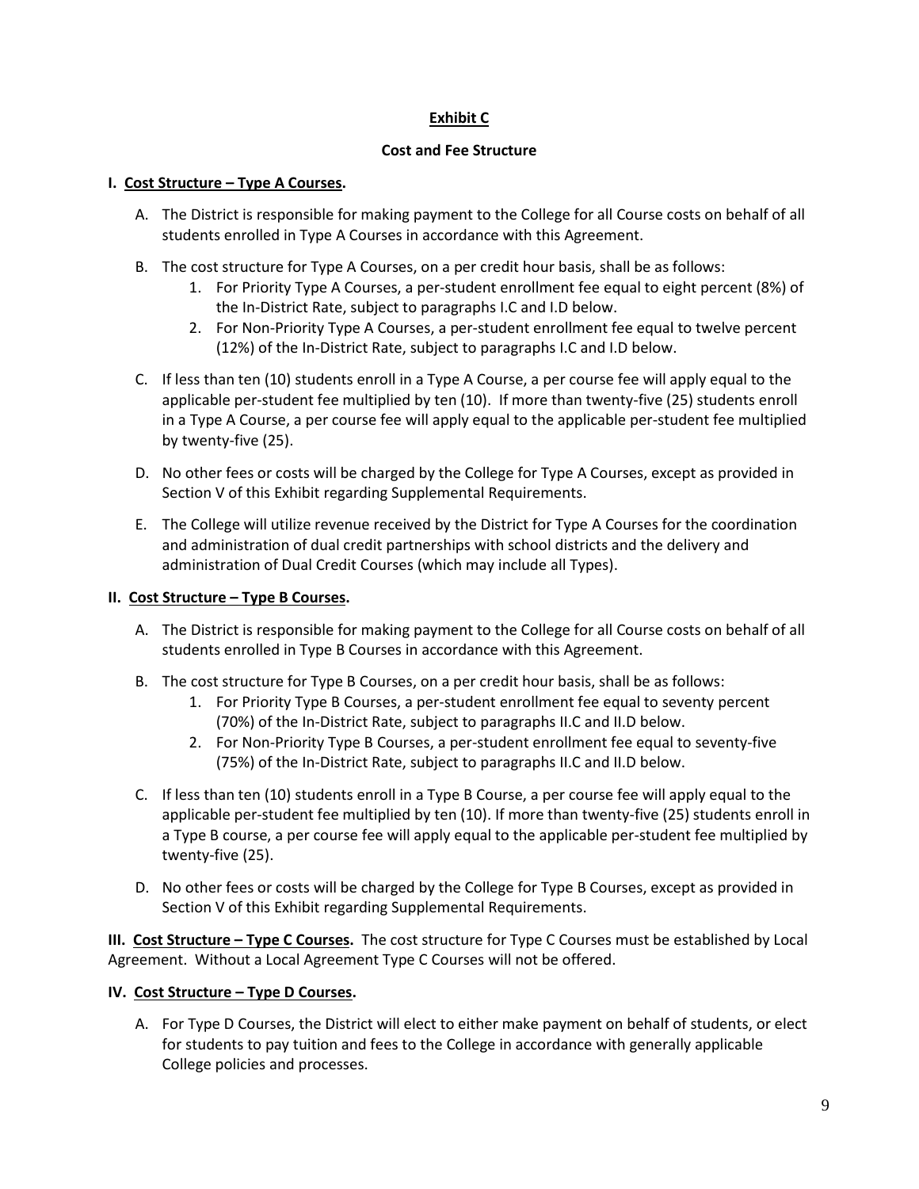# Exhibit C

## Cost and Fee Structure

**I. Cost Structure – Type A Courses.**

A. The District is responsible for making payment to the College for all Course costs on behalf of all students enrolled in Type A Courses in accordance with this Agreement.

B. The cost structure for Type A Courses, on a per credit hour basis, shall be as follows:
   1. For Priority Type A Courses, a per-student enrollment fee equal to eight percent (8%) of the In-District Rate, subject to paragraphs I.C and I.D below.
   2. For Non-Priority Type A Courses, a per-student enrollment fee equal to twelve percent (12%) of the In-District Rate, subject to paragraphs I.C and I.D below.

C. If less than ten (10) students enroll in a Type A Course, a per course fee will apply equal to the applicable per-student fee multiplied by ten (10). If more than twenty-five (25) students enroll in a Type A Course, a per course fee will apply equal to the applicable per-student fee multiplied by twenty-five (25).

D. No other fees or costs will be charged by the College for Type A Courses, except as provided in Section V of this Exhibit regarding Supplemental Requirements.

E. The College will utilize revenue received by the District for Type A Courses for the coordination and administration of dual credit partnerships with school districts and the delivery and administration of Dual Credit Courses (which may include all Types).

**II. Cost Structure – Type B Courses.**

A. The District is responsible for making payment to the College for all Course costs on behalf of all students enrolled in Type B Courses in accordance with this Agreement.

B. The cost structure for Type B Courses, on a per credit hour basis, shall be as follows:
   1. For Priority Type B Courses, a per-student enrollment fee equal to seventy percent (70%) of the In-District Rate, subject to paragraphs II.C and II.D below.
   2. For Non-Priority Type B Courses, a per-student enrollment fee equal to seventy-five (75%) of the In-District Rate, subject to paragraphs II.C and II.D below.

C. If less than ten (10) students enroll in a Type B Course, a per course fee will apply equal to the applicable per-student fee multiplied by ten (10). If more than twenty-five (25) students enroll in a Type B course, a per course fee will apply equal to the applicable per-student fee multiplied by twenty-five (25).

D. No other fees or costs will be charged by the College for Type B Courses, except as provided in Section V of this Exhibit regarding Supplemental Requirements.

**III. Cost Structure – Type C Courses.** The cost structure for Type C Courses must be established by Local Agreement. Without a Local Agreement Type C Courses will not be offered.

**IV. Cost Structure – Type D Courses.**

A. For Type D Courses, the District will elect to either make payment on behalf of students, or elect for students to pay tuition and fees to the College in accordance with generally applicable College policies and processes.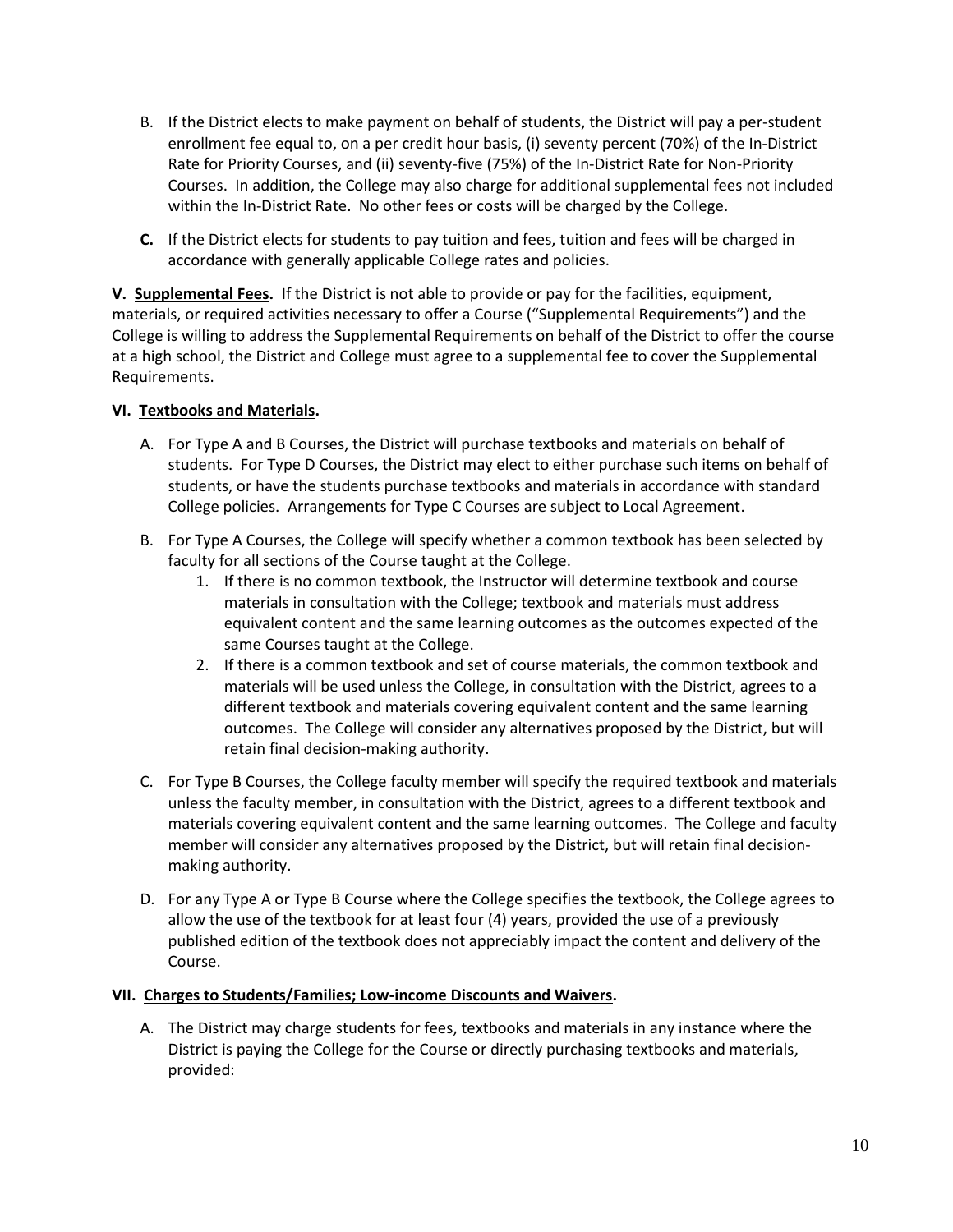B. If the District elects to make payment on behalf of students, the District will pay a per-student enrollment fee equal to, on a per credit hour basis, (i) seventy percent (70%) of the In-District Rate for Priority Courses, and (ii) seventy-five (75%) of the In-District Rate for Non-Priority Courses. In addition, the College may also charge for additional supplemental fees not included within the In-District Rate. No other fees or costs will be charged by the College.

**C.** If the District elects for students to pay tuition and fees, tuition and fees will be charged in accordance with generally applicable College rates and policies.

**V. Supplemental Fees.** If the District is not able to provide or pay for the facilities, equipment, materials, or required activities necessary to offer a Course ("Supplemental Requirements") and the College is willing to address the Supplemental Requirements on behalf of the District to offer the course at a high school, the District and College must agree to a supplemental fee to cover the Supplemental Requirements.

**VI. Textbooks and Materials.**

A. For Type A and B Courses, the District will purchase textbooks and materials on behalf of students. For Type D Courses, the District may elect to either purchase such items on behalf of students, or have the students purchase textbooks and materials in accordance with standard College policies. Arrangements for Type C Courses are subject to Local Agreement.

B. For Type A Courses, the College will specify whether a common textbook has been selected by faculty for all sections of the Course taught at the College.

1. If there is no common textbook, the Instructor will determine textbook and course materials in consultation with the College; textbook and materials must address equivalent content and the same learning outcomes as the outcomes expected of the same Courses taught at the College.
2. If there is a common textbook and set of course materials, the common textbook and materials will be used unless the College, in consultation with the District, agrees to a different textbook and materials covering equivalent content and the same learning outcomes. The College will consider any alternatives proposed by the District, but will retain final decision-making authority.

C. For Type B Courses, the College faculty member will specify the required textbook and materials unless the faculty member, in consultation with the District, agrees to a different textbook and materials covering equivalent content and the same learning outcomes. The College and faculty member will consider any alternatives proposed by the District, but will retain final decision-making authority.

D. For any Type A or Type B Course where the College specifies the textbook, the College agrees to allow the use of the textbook for at least four (4) years, provided the use of a previously published edition of the textbook does not appreciably impact the content and delivery of the Course.

**VII. Charges to Students/Families; Low-income Discounts and Waivers.**

A. The District may charge students for fees, textbooks and materials in any instance where the District is paying the College for the Course or directly purchasing textbooks and materials, provided: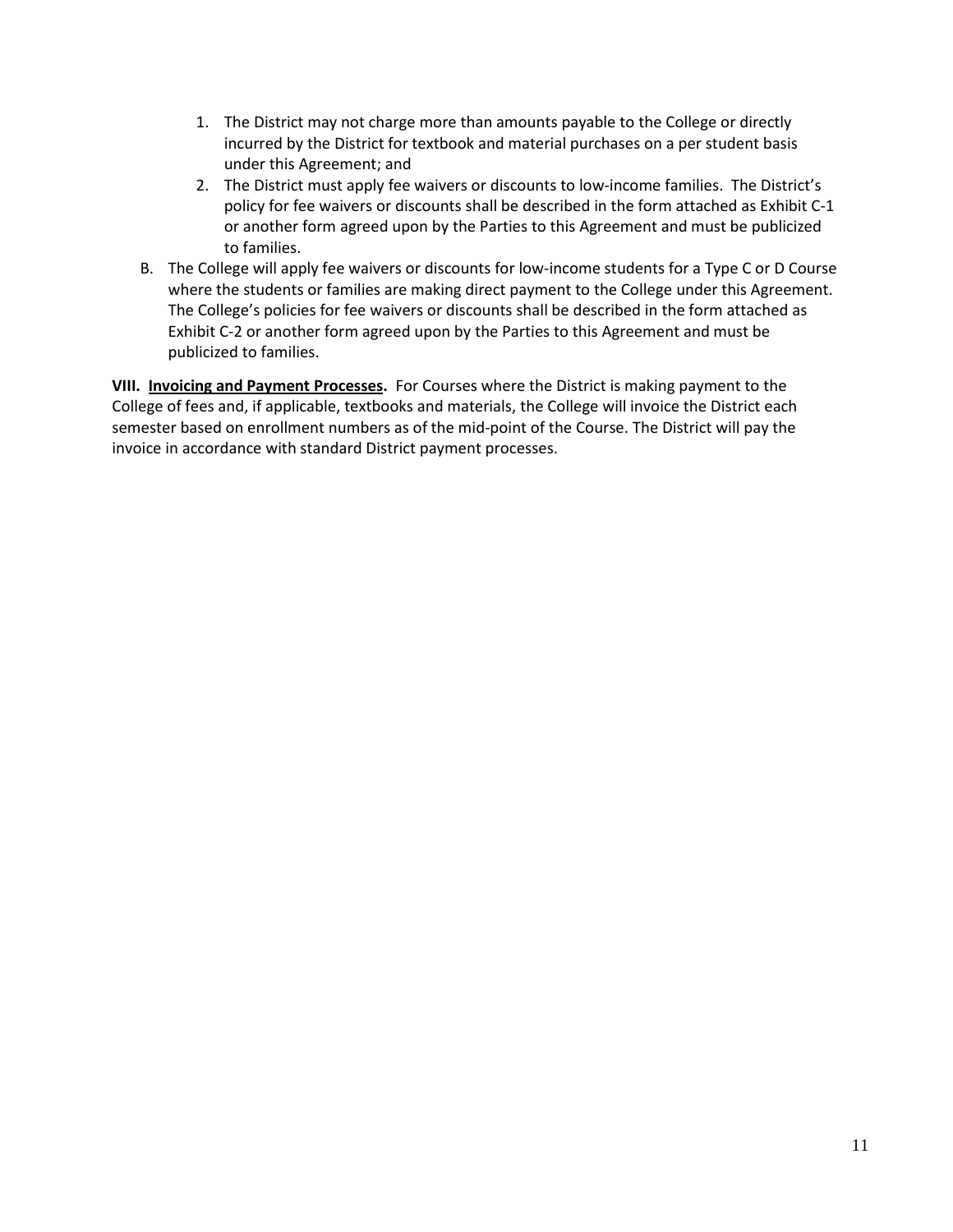1. The District may not charge more than amounts payable to the College or directly incurred by the District for textbook and material purchases on a per student basis under this Agreement; and
2. The District must apply fee waivers or discounts to low-income families. The District's policy for fee waivers or discounts shall be described in the form attached as Exhibit C-1 or another form agreed upon by the Parties to this Agreement and must be publicized to families.

B. The College will apply fee waivers or discounts for low-income students for a Type C or D Course where the students or families are making direct payment to the College under this Agreement. The College's policies for fee waivers or discounts shall be described in the form attached as Exhibit C-2 or another form agreed upon by the Parties to this Agreement and must be publicized to families.

**VIII. Invoicing and Payment Processes.** For Courses where the District is making payment to the College of fees and, if applicable, textbooks and materials, the College will invoice the District each semester based on enrollment numbers as of the mid-point of the Course. The District will pay the invoice in accordance with standard District payment processes.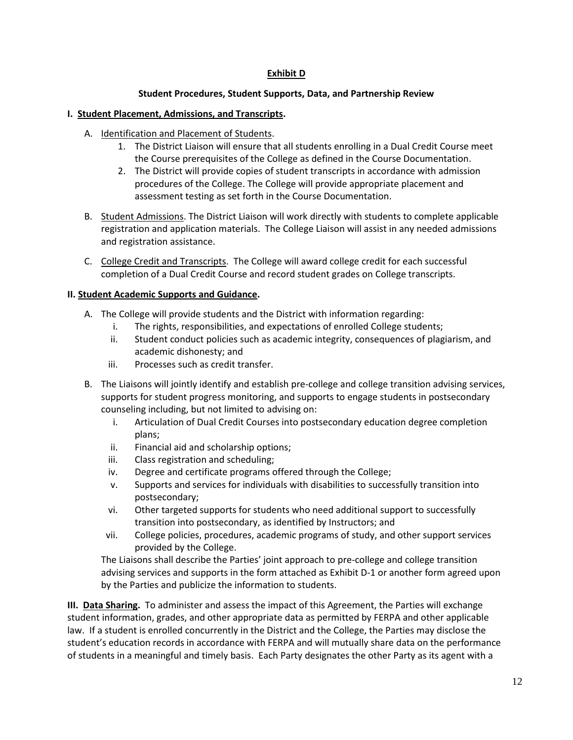# Exhibit D

## Student Procedures, Student Supports, Data, and Partnership Review

### I. Student Placement, Admissions, and Transcripts.

A. Identification and Placement of Students.

1. The District Liaison will ensure that all students enrolling in a Dual Credit Course meet the Course prerequisites of the College as defined in the Course Documentation.
2. The District will provide copies of student transcripts in accordance with admission procedures of the College. The College will provide appropriate placement and assessment testing as set forth in the Course Documentation.

B. Student Admissions. The District Liaison will work directly with students to complete applicable registration and application materials. The College Liaison will assist in any needed admissions and registration assistance.

C. College Credit and Transcripts. The College will award college credit for each successful completion of a Dual Credit Course and record student grades on College transcripts.

### II. Student Academic Supports and Guidance.

A. The College will provide students and the District with information regarding:

i. The rights, responsibilities, and expectations of enrolled College students;
ii. Student conduct policies such as academic integrity, consequences of plagiarism, and academic dishonesty; and
iii. Processes such as credit transfer.

B. The Liaisons will jointly identify and establish pre-college and college transition advising services, supports for student progress monitoring, and supports to engage students in postsecondary counseling including, but not limited to advising on:

i. Articulation of Dual Credit Courses into postsecondary education degree completion plans;
ii. Financial aid and scholarship options;
iii. Class registration and scheduling;
iv. Degree and certificate programs offered through the College;
v. Supports and services for individuals with disabilities to successfully transition into postsecondary;
vi. Other targeted supports for students who need additional support to successfully transition into postsecondary, as identified by Instructors; and
vii. College policies, procedures, academic programs of study, and other support services provided by the College.

The Liaisons shall describe the Parties' joint approach to pre-college and college transition advising services and supports in the form attached as Exhibit D-1 or another form agreed upon by the Parties and publicize the information to students.

**III. Data Sharing.** To administer and assess the impact of this Agreement, the Parties will exchange student information, grades, and other appropriate data as permitted by FERPA and other applicable law. If a student is enrolled concurrently in the District and the College, the Parties may disclose the student's education records in accordance with FERPA and will mutually share data on the performance of students in a meaningful and timely basis. Each Party designates the other Party as its agent with a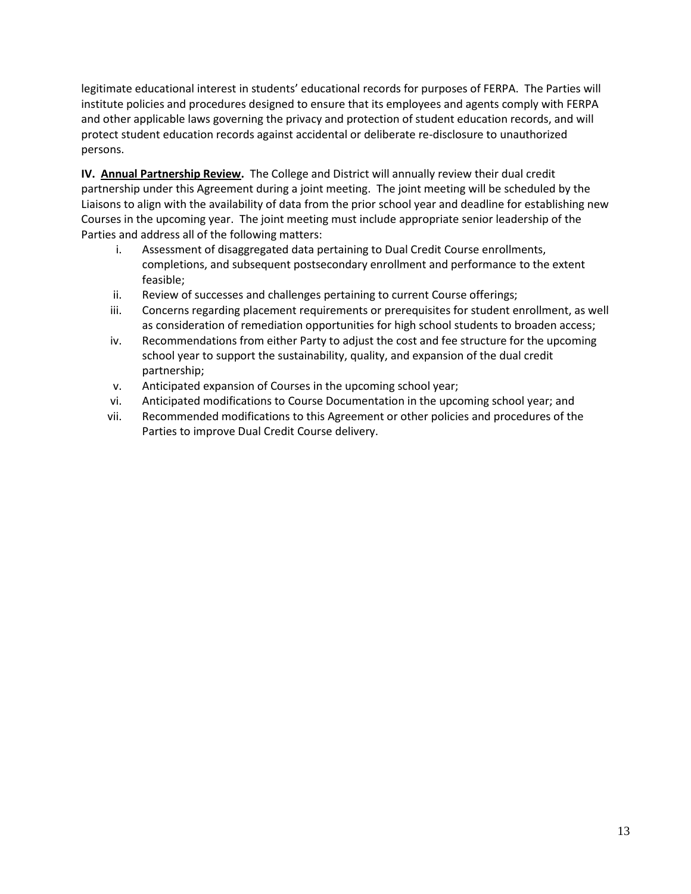legitimate educational interest in students' educational records for purposes of FERPA. The Parties will institute policies and procedures designed to ensure that its employees and agents comply with FERPA and other applicable laws governing the privacy and protection of student education records, and will protect student education records against accidental or deliberate re-disclosure to unauthorized persons.

**IV. <u>Annual Partnership Review</u>.** The College and District will annually review their dual credit partnership under this Agreement during a joint meeting. The joint meeting will be scheduled by the Liaisons to align with the availability of data from the prior school year and deadline for establishing new Courses in the upcoming year. The joint meeting must include appropriate senior leadership of the Parties and address all of the following matters:

i. Assessment of disaggregated data pertaining to Dual Credit Course enrollments, completions, and subsequent postsecondary enrollment and performance to the extent feasible;

ii. Review of successes and challenges pertaining to current Course offerings;

iii. Concerns regarding placement requirements or prerequisites for student enrollment, as well as consideration of remediation opportunities for high school students to broaden access;

iv. Recommendations from either Party to adjust the cost and fee structure for the upcoming school year to support the sustainability, quality, and expansion of the dual credit partnership;

v. Anticipated expansion of Courses in the upcoming school year;

vi. Anticipated modifications to Course Documentation in the upcoming school year; and

vii. Recommended modifications to this Agreement or other policies and procedures of the Parties to improve Dual Credit Course delivery.